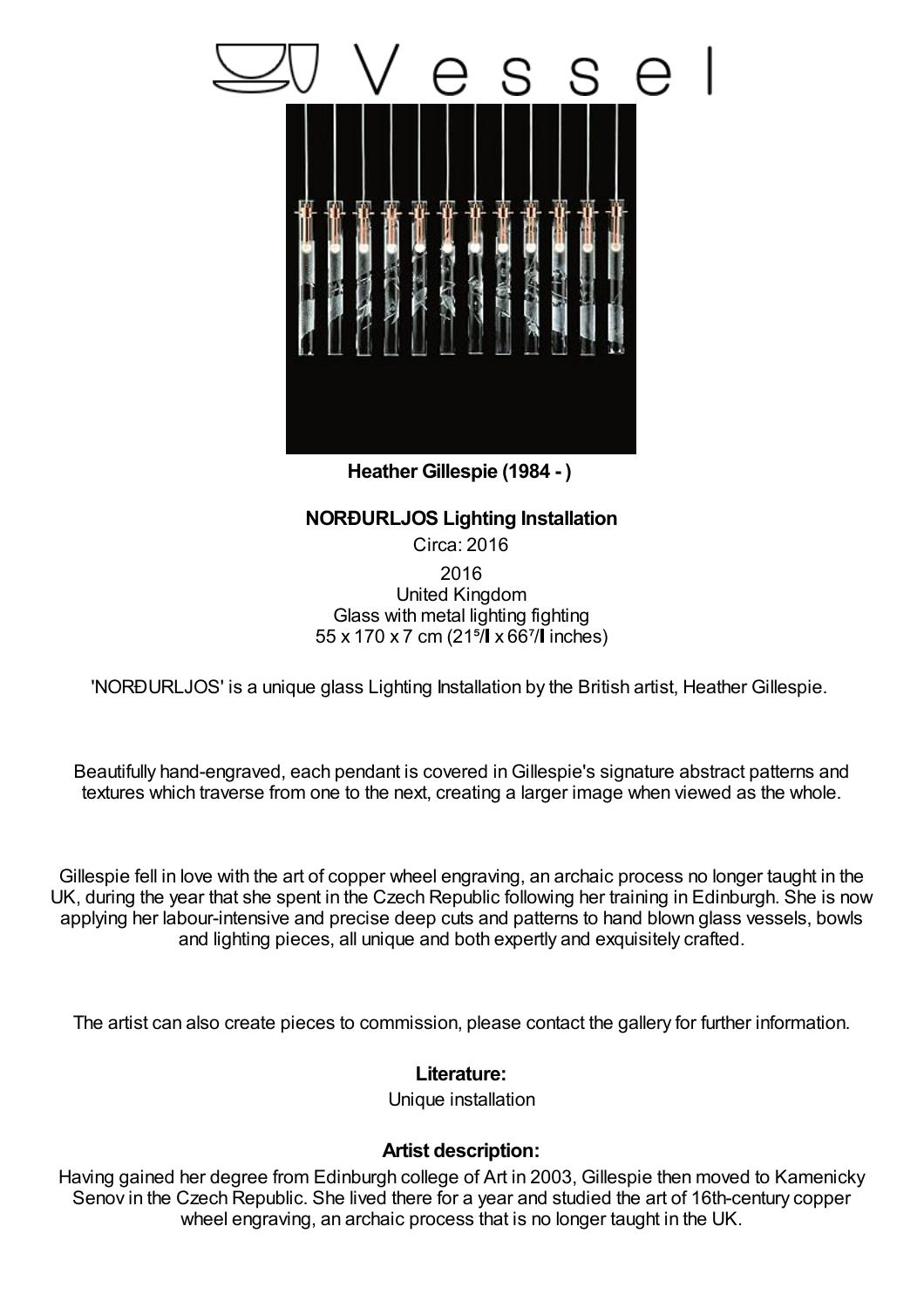# Vessel

**Heather Gillespie (1984 - )**

**NORÐURLJOS Lighting Installation**

Circa: 2016

2016
United Kingdom
Glass with metal lighting fighting
55 x 170 x 7 cm (21⁵/▌x 66⁷/▌inches)

'NORÐURLJOS' is a unique glass Lighting Installation by the British artist, Heather Gillespie.

Beautifully hand-engraved, each pendant is covered in Gillespie's signature abstract patterns and textures which traverse from one to the next, creating a larger image when viewed as the whole.

Gillespie fell in love with the art of copper wheel engraving, an archaic process no longer taught in the UK, during the year that she spent in the Czech Republic following her training in Edinburgh. She is now applying her labour-intensive and precise deep cuts and patterns to hand blown glass vessels, bowls and lighting pieces, all unique and both expertly and exquisitely crafted.

The artist can also create pieces to commission, please contact the gallery for further information.

**Literature:**

Unique installation

**Artist description:**

Having gained her degree from Edinburgh college of Art in 2003, Gillespie then moved to Kamenicky Senov in the Czech Republic. She lived there for a year and studied the art of 16th-century copper wheel engraving, an archaic process that is no longer taught in the UK.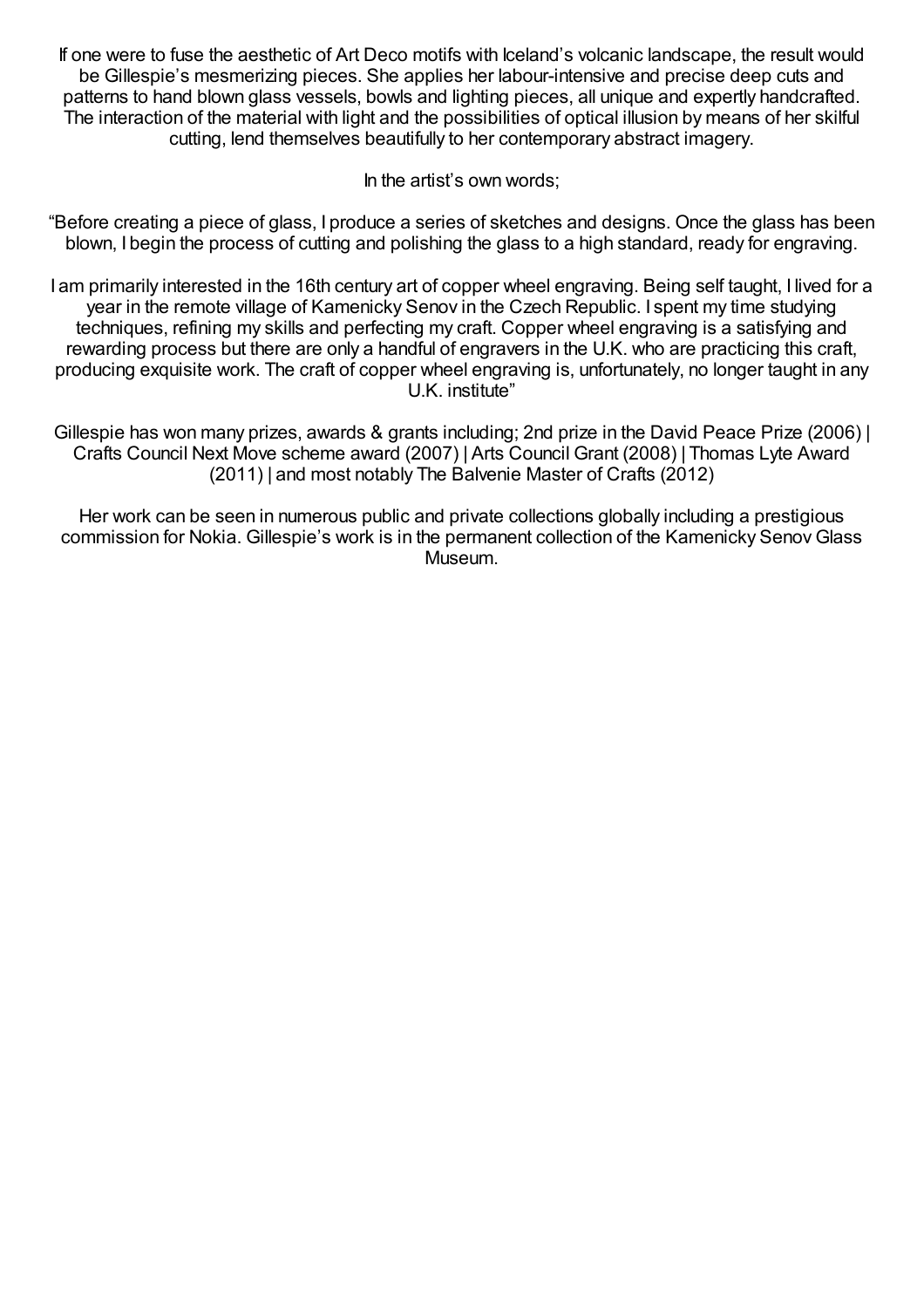If one were to fuse the aesthetic of Art Deco motifs with Iceland's volcanic landscape, the result would be Gillespie's mesmerizing pieces. She applies her labour-intensive and precise deep cuts and patterns to hand blown glass vessels, bowls and lighting pieces, all unique and expertly handcrafted. The interaction of the material with light and the possibilities of optical illusion by means of her skilful cutting, lend themselves beautifully to her contemporary abstract imagery.

In the artist's own words;

"Before creating a piece of glass, I produce a series of sketches and designs. Once the glass has been blown, I begin the process of cutting and polishing the glass to a high standard, ready for engraving.

I am primarily interested in the 16th century art of copper wheel engraving. Being self taught, I lived for a year in the remote village of Kamenicky Senov in the Czech Republic. I spent my time studying techniques, refining my skills and perfecting my craft. Copper wheel engraving is a satisfying and rewarding process but there are only a handful of engravers in the U.K. who are practicing this craft, producing exquisite work. The craft of copper wheel engraving is, unfortunately, no longer taught in any U.K. institute"

Gillespie has won many prizes, awards & grants including; 2nd prize in the David Peace Prize (2006) | Crafts Council Next Move scheme award (2007) | Arts Council Grant (2008) | Thomas Lyte Award (2011) | and most notably The Balvenie Master of Crafts (2012)

Her work can be seen in numerous public and private collections globally including a prestigious commission for Nokia. Gillespie's work is in the permanent collection of the Kamenicky Senov Glass Museum.